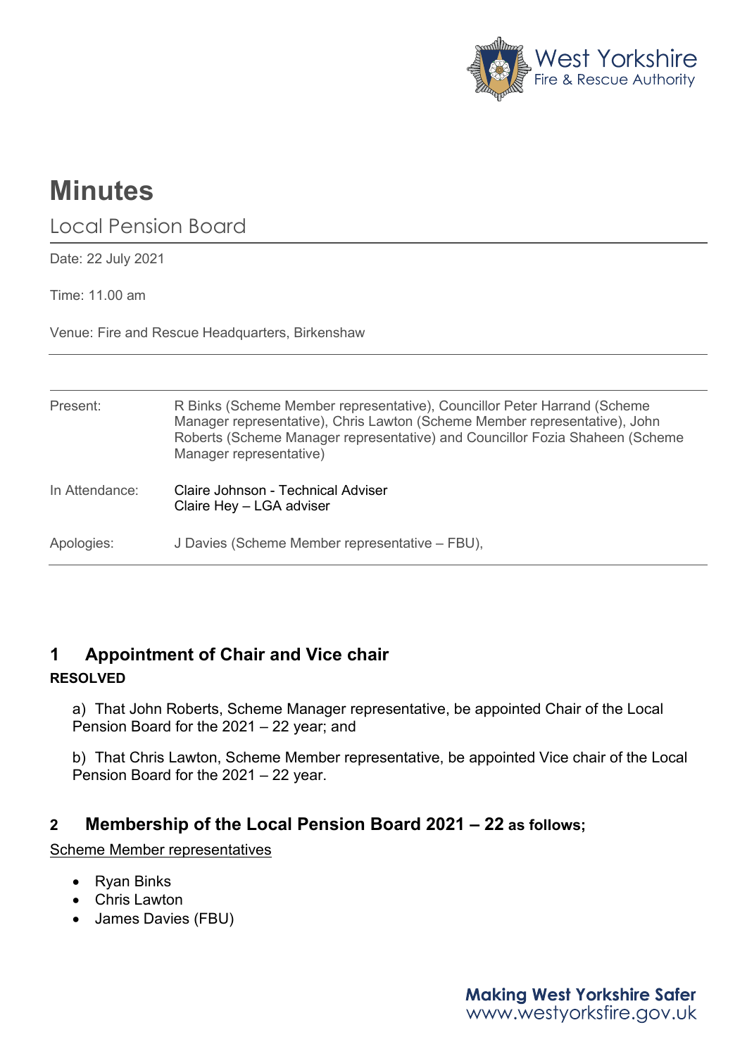# Minutes

## Local Pension Board

Date: 22 July 2021

Time: 11.00 am

Venue: Fire and Rescue Headquarters, Birkenshaw

| | |
|---|---|
| Present: | R Binks (Scheme Member representative), Councillor Peter Harrand (Scheme Manager representative), Chris Lawton (Scheme Member representative), John Roberts (Scheme Manager representative) and Councillor Fozia Shaheen (Scheme Manager representative) |
| In Attendance: | Claire Johnson - Technical Adviser<br>Claire Hey – LGA adviser |
| Apologies: | J Davies (Scheme Member representative – FBU), |

## 1 Appointment of Chair and Vice chair

**RESOLVED**

a) That John Roberts, Scheme Manager representative, be appointed Chair of the Local Pension Board for the 2021 – 22 year; and

b) That Chris Lawton, Scheme Member representative, be appointed Vice chair of the Local Pension Board for the 2021 – 22 year.

## 2 Membership of the Local Pension Board 2021 – 22 as follows;

Scheme Member representatives

- Ryan Binks
- Chris Lawton
- James Davies (FBU)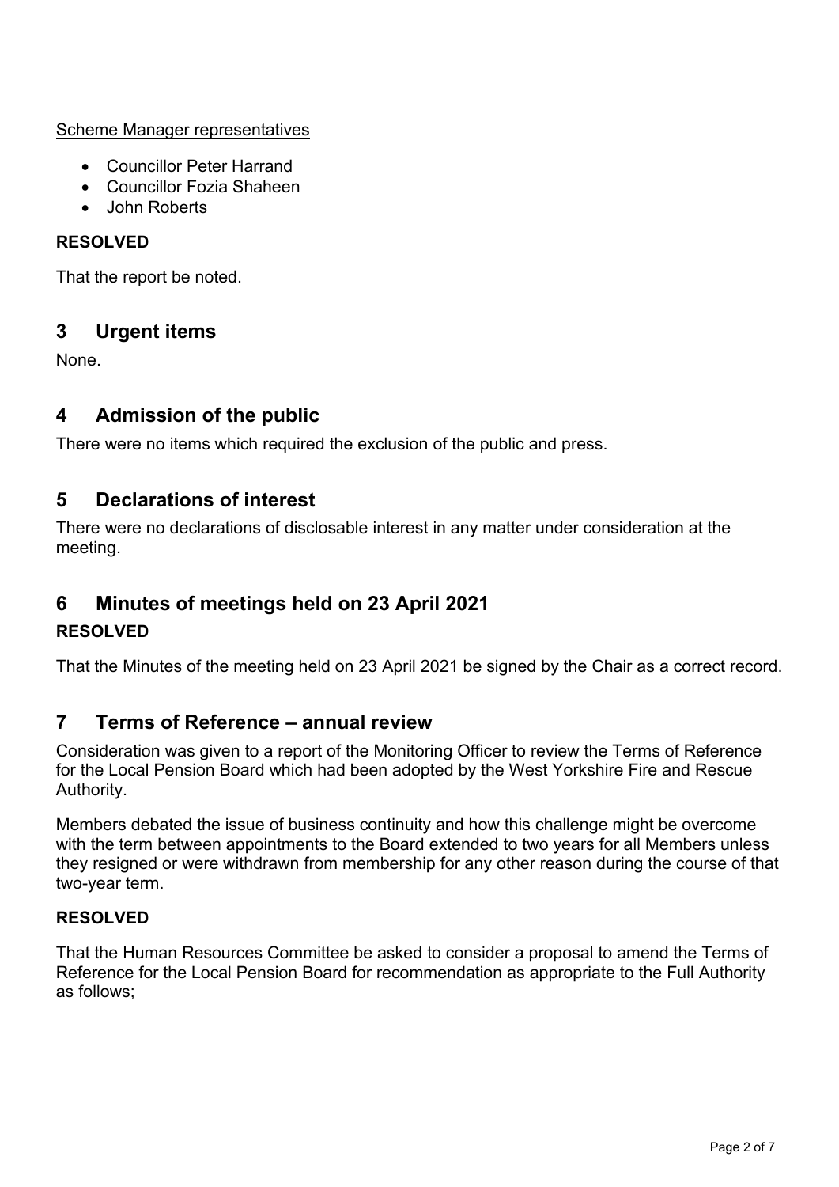Scheme Manager representatives

- Councillor Peter Harrand
- Councillor Fozia Shaheen
- John Roberts

**RESOLVED**

That the report be noted.

## 3 Urgent items

None.

## 4 Admission of the public

There were no items which required the exclusion of the public and press.

## 5 Declarations of interest

There were no declarations of disclosable interest in any matter under consideration at the meeting.

## 6 Minutes of meetings held on 23 April 2021

**RESOLVED**

That the Minutes of the meeting held on 23 April 2021 be signed by the Chair as a correct record.

## 7 Terms of Reference – annual review

Consideration was given to a report of the Monitoring Officer to review the Terms of Reference for the Local Pension Board which had been adopted by the West Yorkshire Fire and Rescue Authority.

Members debated the issue of business continuity and how this challenge might be overcome with the term between appointments to the Board extended to two years for all Members unless they resigned or were withdrawn from membership for any other reason during the course of that two-year term.

**RESOLVED**

That the Human Resources Committee be asked to consider a proposal to amend the Terms of Reference for the Local Pension Board for recommendation as appropriate to the Full Authority as follows;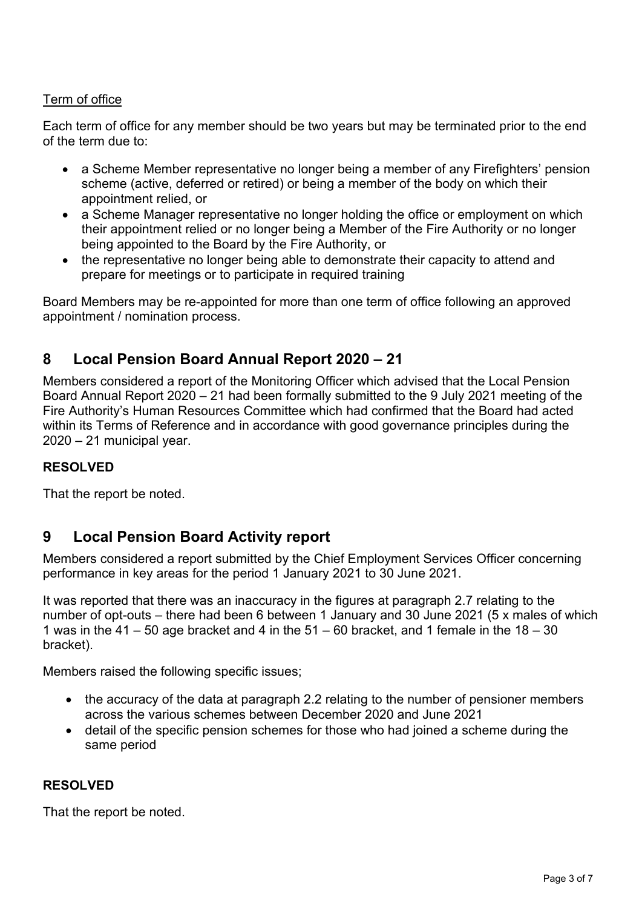Term of office

Each term of office for any member should be two years but may be terminated prior to the end of the term due to:

- a Scheme Member representative no longer being a member of any Firefighters' pension scheme (active, deferred or retired) or being a member of the body on which their appointment relied, or
- a Scheme Manager representative no longer holding the office or employment on which their appointment relied or no longer being a Member of the Fire Authority or no longer being appointed to the Board by the Fire Authority, or
- the representative no longer being able to demonstrate their capacity to attend and prepare for meetings or to participate in required training

Board Members may be re-appointed for more than one term of office following an approved appointment / nomination process.

## 8 Local Pension Board Annual Report 2020 – 21

Members considered a report of the Monitoring Officer which advised that the Local Pension Board Annual Report 2020 – 21 had been formally submitted to the 9 July 2021 meeting of the Fire Authority's Human Resources Committee which had confirmed that the Board had acted within its Terms of Reference and in accordance with good governance principles during the 2020 – 21 municipal year.

**RESOLVED**

That the report be noted.

## 9 Local Pension Board Activity report

Members considered a report submitted by the Chief Employment Services Officer concerning performance in key areas for the period 1 January 2021 to 30 June 2021.

It was reported that there was an inaccuracy in the figures at paragraph 2.7 relating to the number of opt-outs – there had been 6 between 1 January and 30 June 2021 (5 x males of which 1 was in the 41 – 50 age bracket and 4 in the 51 – 60 bracket, and 1 female in the 18 – 30 bracket).

Members raised the following specific issues;

- the accuracy of the data at paragraph 2.2 relating to the number of pensioner members across the various schemes between December 2020 and June 2021
- detail of the specific pension schemes for those who had joined a scheme during the same period

**RESOLVED**

That the report be noted.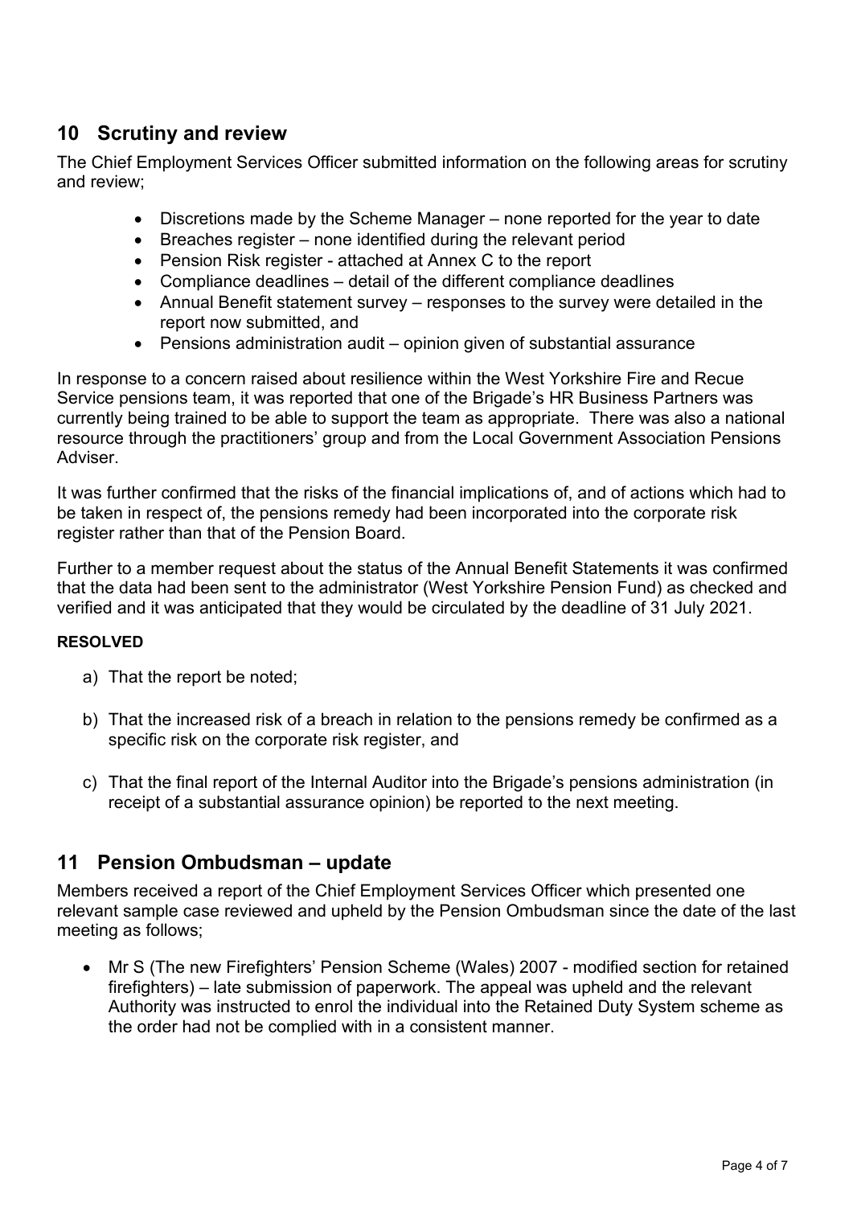## 10 Scrutiny and review

The Chief Employment Services Officer submitted information on the following areas for scrutiny and review;

- Discretions made by the Scheme Manager – none reported for the year to date
- Breaches register – none identified during the relevant period
- Pension Risk register - attached at Annex C to the report
- Compliance deadlines – detail of the different compliance deadlines
- Annual Benefit statement survey – responses to the survey were detailed in the report now submitted, and
- Pensions administration audit – opinion given of substantial assurance

In response to a concern raised about resilience within the West Yorkshire Fire and Recue Service pensions team, it was reported that one of the Brigade's HR Business Partners was currently being trained to be able to support the team as appropriate. There was also a national resource through the practitioners' group and from the Local Government Association Pensions Adviser.

It was further confirmed that the risks of the financial implications of, and of actions which had to be taken in respect of, the pensions remedy had been incorporated into the corporate risk register rather than that of the Pension Board.

Further to a member request about the status of the Annual Benefit Statements it was confirmed that the data had been sent to the administrator (West Yorkshire Pension Fund) as checked and verified and it was anticipated that they would be circulated by the deadline of 31 July 2021.

**RESOLVED**

a) That the report be noted;

b) That the increased risk of a breach in relation to the pensions remedy be confirmed as a specific risk on the corporate risk register, and

c) That the final report of the Internal Auditor into the Brigade's pensions administration (in receipt of a substantial assurance opinion) be reported to the next meeting.

## 11 Pension Ombudsman – update

Members received a report of the Chief Employment Services Officer which presented one relevant sample case reviewed and upheld by the Pension Ombudsman since the date of the last meeting as follows;

- Mr S (The new Firefighters' Pension Scheme (Wales) 2007 - modified section for retained firefighters) – late submission of paperwork. The appeal was upheld and the relevant Authority was instructed to enrol the individual into the Retained Duty System scheme as the order had not be complied with in a consistent manner.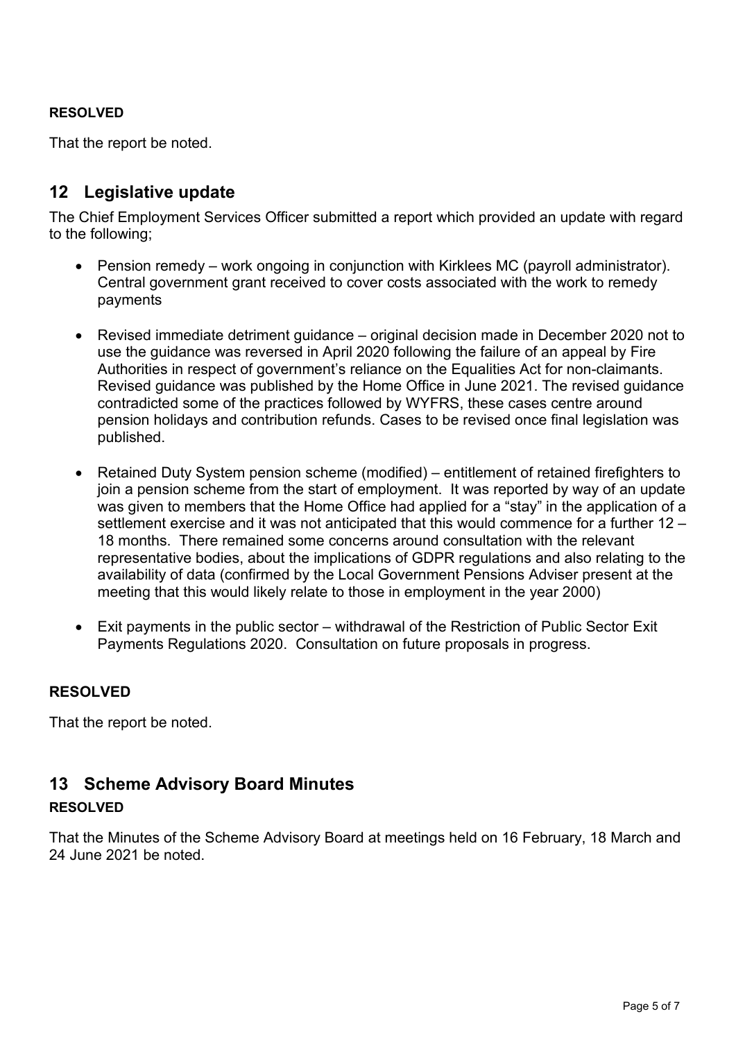**RESOLVED**

That the report be noted.

## 12 Legislative update

The Chief Employment Services Officer submitted a report which provided an update with regard to the following;

- Pension remedy – work ongoing in conjunction with Kirklees MC (payroll administrator). Central government grant received to cover costs associated with the work to remedy payments

- Revised immediate detriment guidance – original decision made in December 2020 not to use the guidance was reversed in April 2020 following the failure of an appeal by Fire Authorities in respect of government's reliance on the Equalities Act for non-claimants. Revised guidance was published by the Home Office in June 2021. The revised guidance contradicted some of the practices followed by WYFRS, these cases centre around pension holidays and contribution refunds. Cases to be revised once final legislation was published.

- Retained Duty System pension scheme (modified) – entitlement of retained firefighters to join a pension scheme from the start of employment. It was reported by way of an update was given to members that the Home Office had applied for a "stay" in the application of a settlement exercise and it was not anticipated that this would commence for a further 12 – 18 months. There remained some concerns around consultation with the relevant representative bodies, about the implications of GDPR regulations and also relating to the availability of data (confirmed by the Local Government Pensions Adviser present at the meeting that this would likely relate to those in employment in the year 2000)

- Exit payments in the public sector – withdrawal of the Restriction of Public Sector Exit Payments Regulations 2020. Consultation on future proposals in progress.

**RESOLVED**

That the report be noted.

## 13 Scheme Advisory Board Minutes

**RESOLVED**

That the Minutes of the Scheme Advisory Board at meetings held on 16 February, 18 March and 24 June 2021 be noted.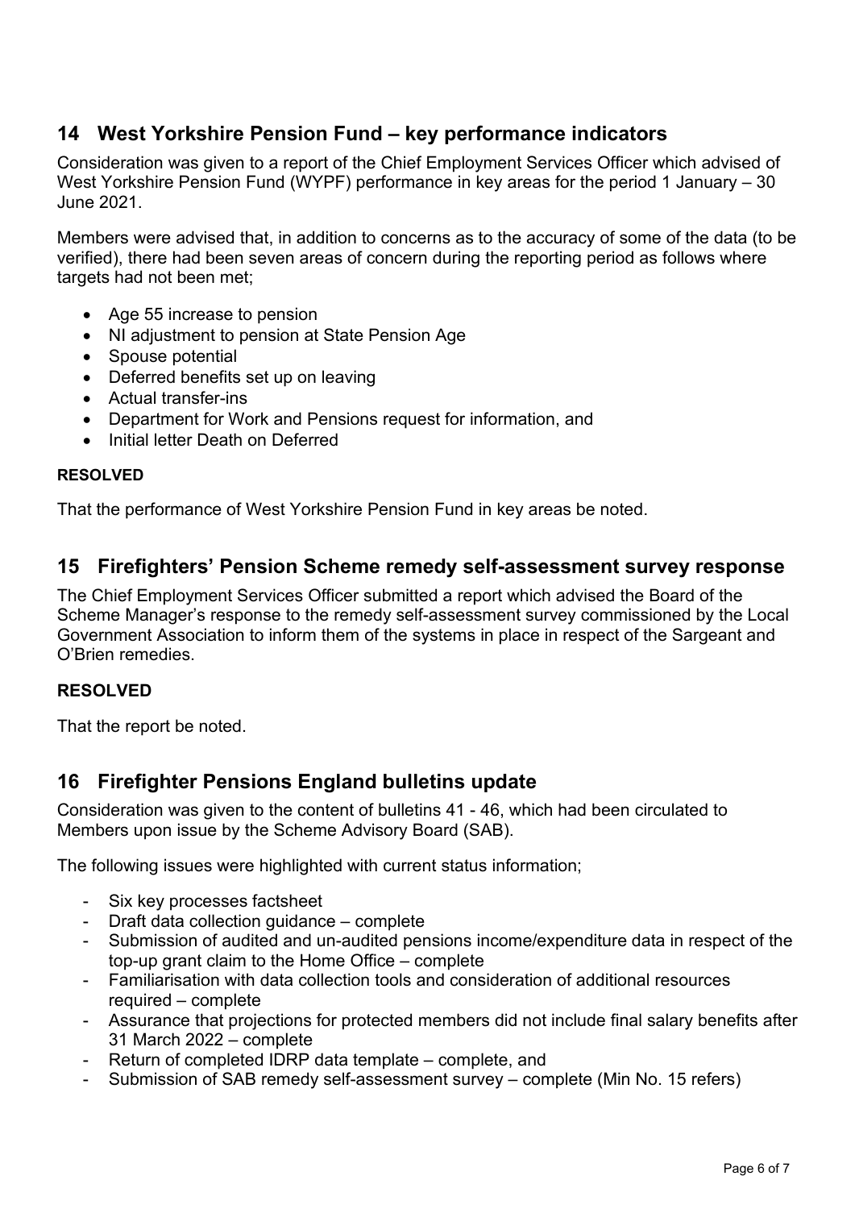## 14 West Yorkshire Pension Fund – key performance indicators

Consideration was given to a report of the Chief Employment Services Officer which advised of West Yorkshire Pension Fund (WYPF) performance in key areas for the period 1 January – 30 June 2021.

Members were advised that, in addition to concerns as to the accuracy of some of the data (to be verified), there had been seven areas of concern during the reporting period as follows where targets had not been met;

- Age 55 increase to pension
- NI adjustment to pension at State Pension Age
- Spouse potential
- Deferred benefits set up on leaving
- Actual transfer-ins
- Department for Work and Pensions request for information, and
- Initial letter Death on Deferred

**RESOLVED**

That the performance of West Yorkshire Pension Fund in key areas be noted.

## 15 Firefighters' Pension Scheme remedy self-assessment survey response

The Chief Employment Services Officer submitted a report which advised the Board of the Scheme Manager's response to the remedy self-assessment survey commissioned by the Local Government Association to inform them of the systems in place in respect of the Sargeant and O'Brien remedies.

**RESOLVED**

That the report be noted.

## 16 Firefighter Pensions England bulletins update

Consideration was given to the content of bulletins 41 - 46, which had been circulated to Members upon issue by the Scheme Advisory Board (SAB).

The following issues were highlighted with current status information;

- Six key processes factsheet
- Draft data collection guidance – complete
- Submission of audited and un-audited pensions income/expenditure data in respect of the top-up grant claim to the Home Office – complete
- Familiarisation with data collection tools and consideration of additional resources required – complete
- Assurance that projections for protected members did not include final salary benefits after 31 March 2022 – complete
- Return of completed IDRP data template – complete, and
- Submission of SAB remedy self-assessment survey – complete (Min No. 15 refers)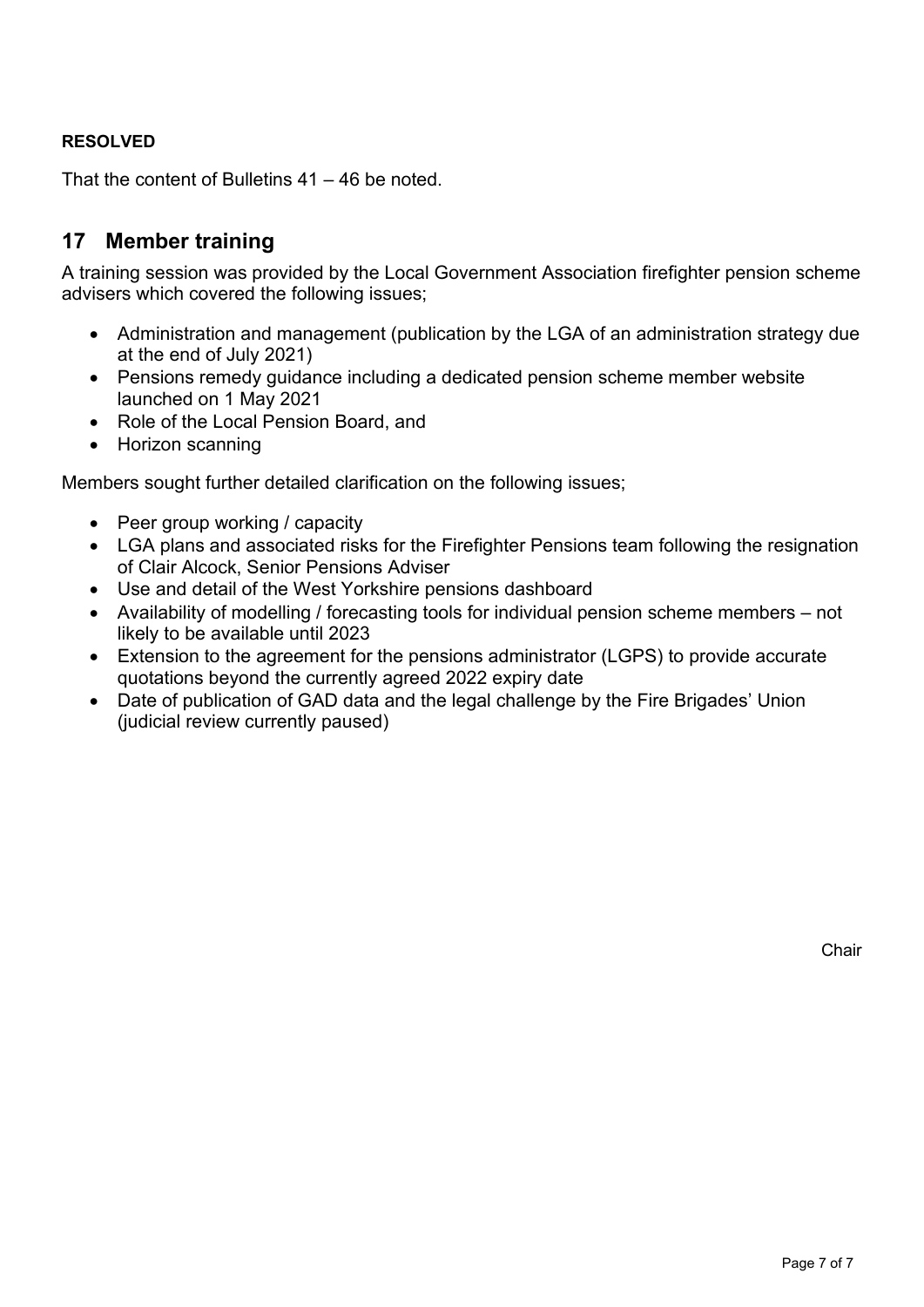**RESOLVED**

That the content of Bulletins 41 – 46 be noted.

## 17 Member training

A training session was provided by the Local Government Association firefighter pension scheme advisers which covered the following issues;

- Administration and management (publication by the LGA of an administration strategy due at the end of July 2021)
- Pensions remedy guidance including a dedicated pension scheme member website launched on 1 May 2021
- Role of the Local Pension Board, and
- Horizon scanning

Members sought further detailed clarification on the following issues;

- Peer group working / capacity
- LGA plans and associated risks for the Firefighter Pensions team following the resignation of Clair Alcock, Senior Pensions Adviser
- Use and detail of the West Yorkshire pensions dashboard
- Availability of modelling / forecasting tools for individual pension scheme members – not likely to be available until 2023
- Extension to the agreement for the pensions administrator (LGPS) to provide accurate quotations beyond the currently agreed 2022 expiry date
- Date of publication of GAD data and the legal challenge by the Fire Brigades' Union (judicial review currently paused)

Chair